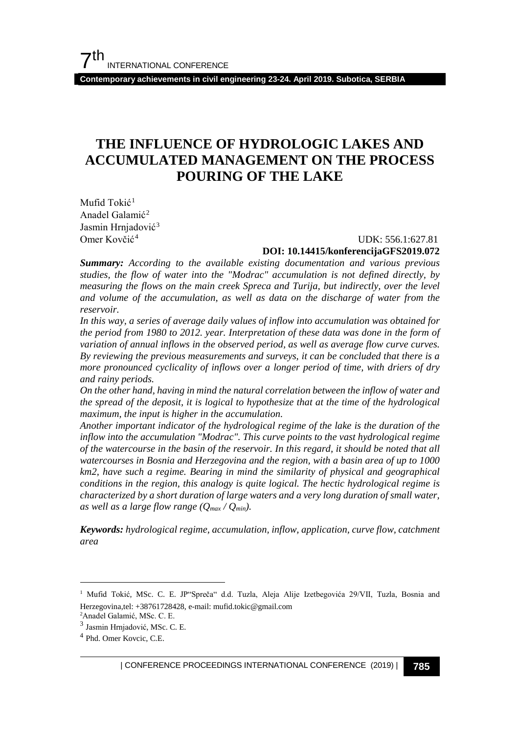# THE INFLUENCE OF HYDROLOGIC LAKES AND ACCUMULATED MANAGEMENT ON THE PROCESS POURING OF THE LAKE

Mufid Tokić[1]
Anadel Galamić[2]
Jasmin Hrnjadović[3]
Omer Kovčić[4]

UDK: 556.1:627.81
**DOI: 10.14415/konferencijaGFS2019.072**

***Summary:*** *According to the available existing documentation and various previous studies, the flow of water into the "Modrac" accumulation is not defined directly, by measuring the flows on the main creek Spreca and Turija, but indirectly, over the level and volume of the accumulation, as well as data on the discharge of water from the reservoir.*

*In this way, a series of average daily values of inflow into accumulation was obtained for the period from 1980 to 2012. year. Interpretation of these data was done in the form of variation of annual inflows in the observed period, as well as average flow curve curves. By reviewing the previous measurements and surveys, it can be concluded that there is a more pronounced cyclicality of inflows over a longer period of time, with driers of dry and rainy periods.*

*On the other hand, having in mind the natural correlation between the inflow of water and the spread of the deposit, it is logical to hypothesize that at the time of the hydrological maximum, the input is higher in the accumulation.*

*Another important indicator of the hydrological regime of the lake is the duration of the inflow into the accumulation "Modrac". This curve points to the vast hydrological regime of the watercourse in the basin of the reservoir. In this regard, it should be noted that all watercourses in Bosnia and Herzegovina and the region, with a basin area of up to 1000 km2, have such a regime. Bearing in mind the similarity of physical and geographical conditions in the region, this analogy is quite logical. The hectic hydrological regime is characterized by a short duration of large waters and a very long duration of small water, as well as a large flow range ($Q_{max}$ / $Q_{min}$).*

***Keywords:*** *hydrological regime, accumulation, inflow, application, curve flow, catchment area*

---

[1] Mufid Tokić, MSc. C. E. JP"Spreča" d.d. Tuzla, Aleja Alije Izetbegovića 29/VII, Tuzla, Bosnia and Herzegovina,tel: +38761728428, e-mail: mufid.tokic@gmail.com

[2] Anadel Galamić, MSc. C. E.

[3] Jasmin Hrnjadović, MSc. C. E.

[4] Phd. Omer Kovcic, C.E.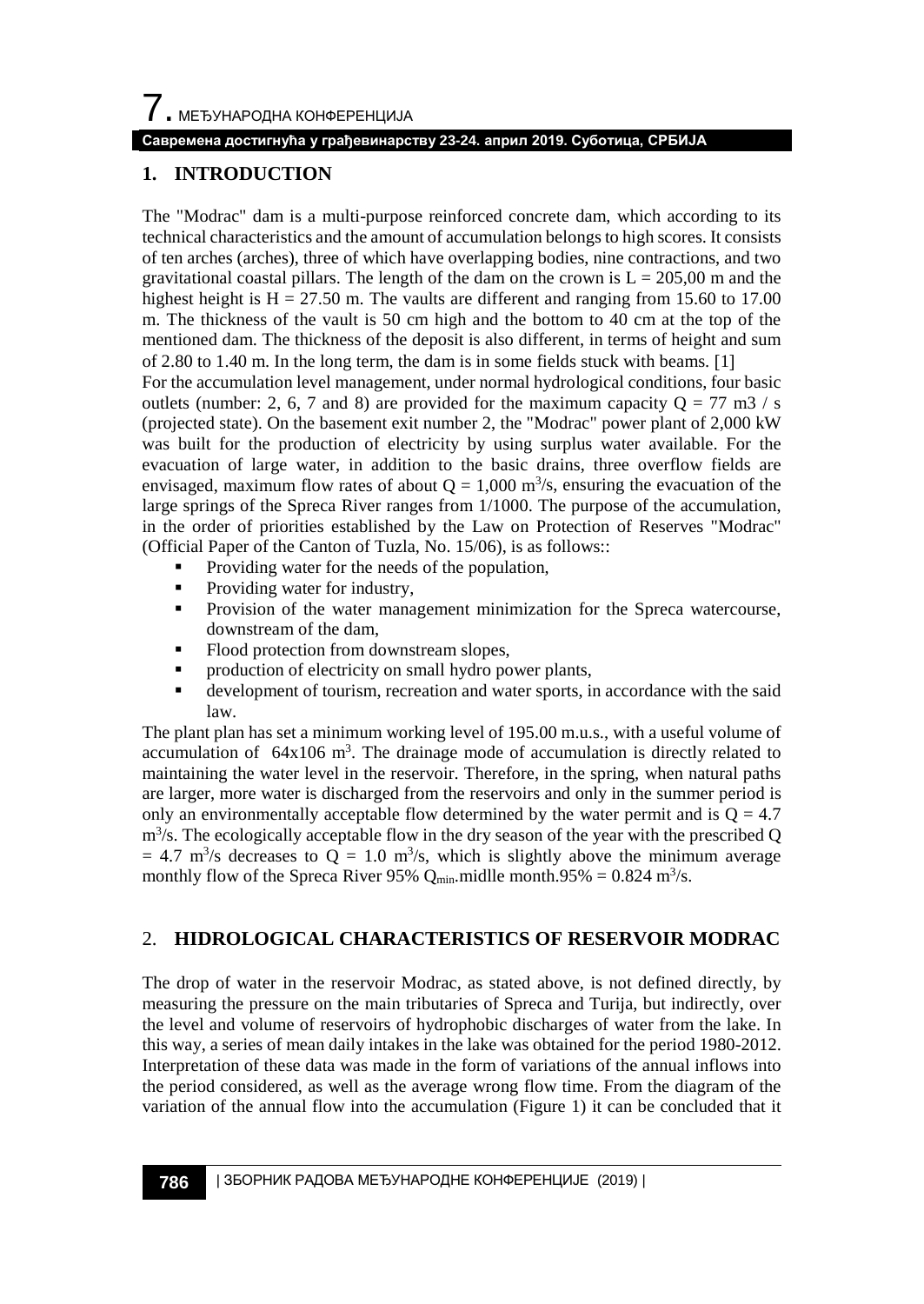## 1. INTRODUCTION

The "Modrac" dam is a multi-purpose reinforced concrete dam, which according to its technical characteristics and the amount of accumulation belongs to high scores. It consists of ten arches (arches), three of which have overlapping bodies, nine contractions, and two gravitational coastal pillars. The length of the dam on the crown is L = 205,00 m and the highest height is H = 27.50 m. The vaults are different and ranging from 15.60 to 17.00 m. The thickness of the vault is 50 cm high and the bottom to 40 cm at the top of the mentioned dam. The thickness of the deposit is also different, in terms of height and sum of 2.80 to 1.40 m. In the long term, the dam is in some fields stuck with beams. [1]

For the accumulation level management, under normal hydrological conditions, four basic outlets (number: 2, 6, 7 and 8) are provided for the maximum capacity Q = 77 m3 / s (projected state). On the basement exit number 2, the "Modrac" power plant of 2,000 kW was built for the production of electricity by using surplus water available. For the evacuation of large water, in addition to the basic drains, three overflow fields are envisaged, maximum flow rates of about Q = 1,000 $m^3$/s, ensuring the evacuation of the large springs of the Spreca River ranges from 1/1000. The purpose of the accumulation, in the order of priorities established by the Law on Protection of Reserves "Modrac" (Official Paper of the Canton of Tuzla, No. 15/06), is as follows::

- Providing water for the needs of the population,
- Providing water for industry,
- Provision of the water management minimization for the Spreca watercourse, downstream of the dam,
- Flood protection from downstream slopes,
- production of electricity on small hydro power plants,
- development of tourism, recreation and water sports, in accordance with the said law.

The plant plan has set a minimum working level of 195.00 m.u.s., with a useful volume of accumulation of 64x106 $m^3$. The drainage mode of accumulation is directly related to maintaining the water level in the reservoir. Therefore, in the spring, when natural paths are larger, more water is discharged from the reservoirs and only in the summer period is only an environmentally acceptable flow determined by the water permit and is Q = 4.7 $m^3$/s. The ecologically acceptable flow in the dry season of the year with the prescribed Q = 4.7 $m^3$/s decreases to Q = 1.0 $m^3$/s, which is slightly above the minimum average monthly flow of the Spreca River 95% $Q_{min}$.midlle month.95% = 0.824 $m^3$/s.

## 2. HIDROLOGICAL CHARACTERISTICS OF RESERVOIR MODRAC

The drop of water in the reservoir Modrac, as stated above, is not defined directly, by measuring the pressure on the main tributaries of Spreca and Turija, but indirectly, over the level and volume of reservoirs of hydrophobic discharges of water from the lake. In this way, a series of mean daily intakes in the lake was obtained for the period 1980-2012. Interpretation of these data was made in the form of variations of the annual inflows into the period considered, as well as the average wrong flow time. From the diagram of the variation of the annual flow into the accumulation (Figure 1) it can be concluded that it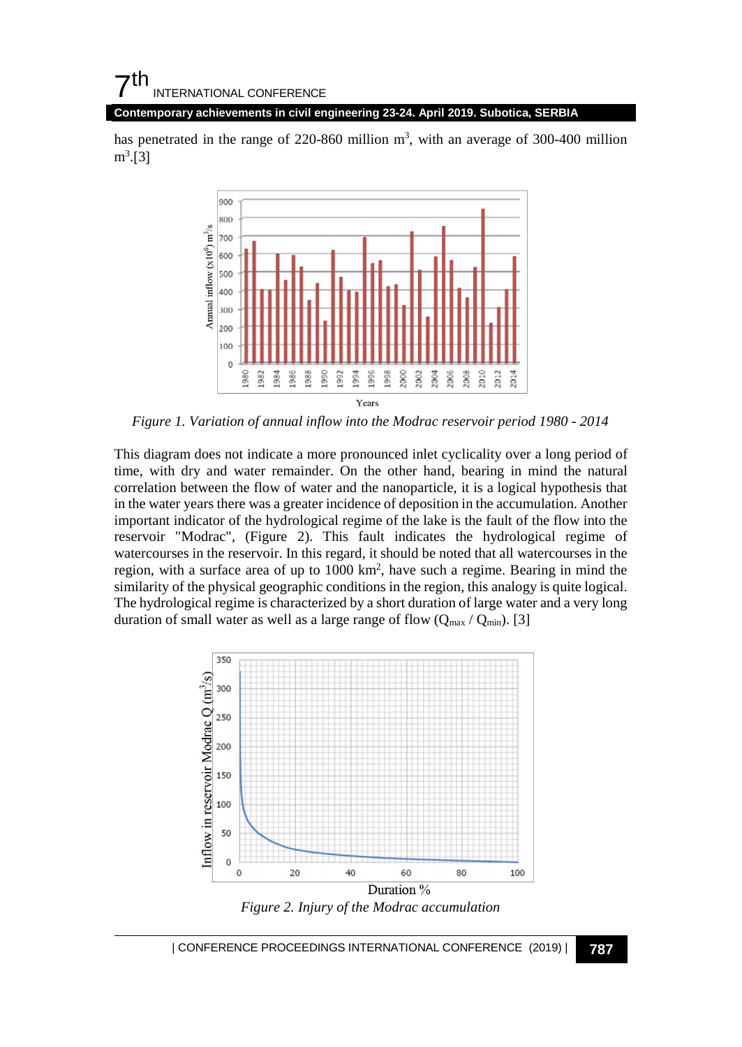has penetrated in the range of 220-860 million m$^3$, with an average of 300-400 million m$^3$.[3]

*Figure 1. Variation of annual inflow into the Modrac reservoir period 1980 - 2014*

This diagram does not indicate a more pronounced inlet cyclicality over a long period of time, with dry and water remainder. On the other hand, bearing in mind the natural correlation between the flow of water and the nanoparticle, it is a logical hypothesis that in the water years there was a greater incidence of deposition in the accumulation. Another important indicator of the hydrological regime of the lake is the fault of the flow into the reservoir "Modrac", (Figure 2). This fault indicates the hydrological regime of watercourses in the reservoir. In this regard, it should be noted that all watercourses in the region, with a surface area of up to 1000 km$^2$, have such a regime. Bearing in mind the similarity of the physical geographic conditions in the region, this analogy is quite logical. The hydrological regime is characterized by a short duration of large water and a very long duration of small water as well as a large range of flow ($Q_{max}$ / $Q_{min}$). [3]

*Figure 2. Injury of the Modrac accumulation*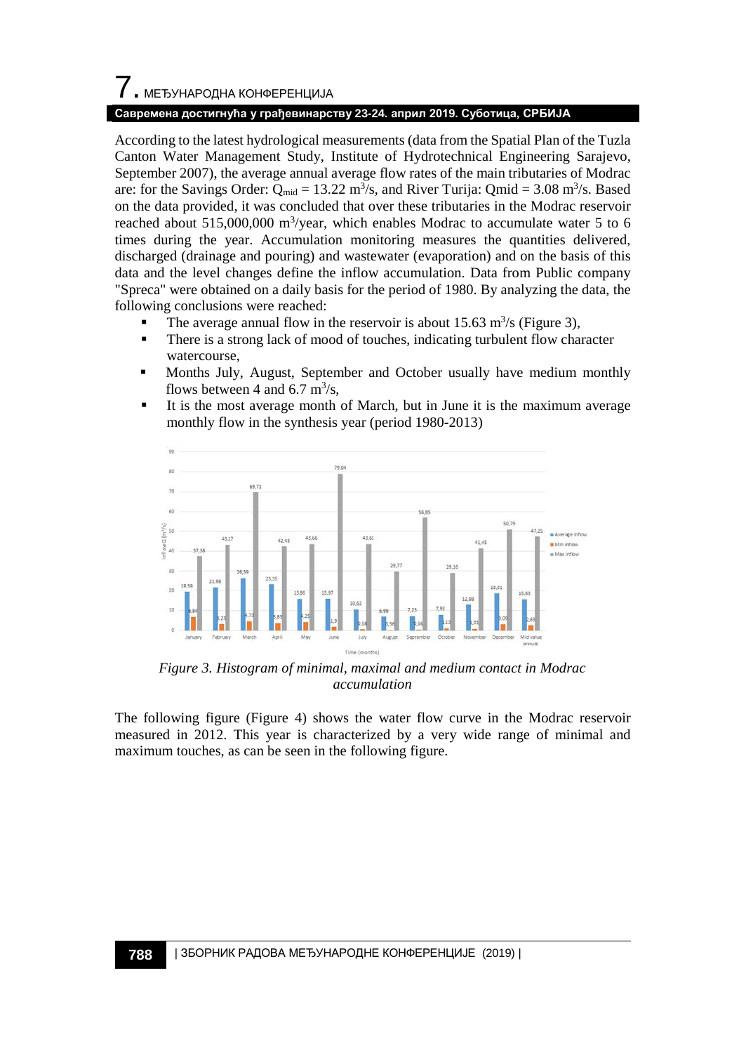According to the latest hydrological measurements (data from the Spatial Plan of the Tuzla Canton Water Management Study, Institute of Hydrotechnical Engineering Sarajevo, September 2007), the average annual average flow rates of the main tributaries of Modrac are: for the Savings Order: $Q_{mid}$ = 13.22 $m^3/s$, and River Turija: Qmid = 3.08 $m^3/s$. Based on the data provided, it was concluded that over these tributaries in the Modrac reservoir reached about 515,000,000 $m^3$/year, which enables Modrac to accumulate water 5 to 6 times during the year. Accumulation monitoring measures the quantities delivered, discharged (drainage and pouring) and wastewater (evaporation) and on the basis of this data and the level changes define the inflow accumulation. Data from Public company "Spreca" were obtained on a daily basis for the period of 1980. By analyzing the data, the following conclusions were reached:

- The average annual flow in the reservoir is about 15.63 $m^3/s$ (Figure 3),
- There is a strong lack of mood of touches, indicating turbulent flow character watercourse,
- Months July, August, September and October usually have medium monthly flows between 4 and 6.7 $m^3/s$,
- It is the most average month of March, but in June it is the maximum average monthly flow in the synthesis year (period 1980-2013)

*Figure 3. Histogram of minimal, maximal and medium contact in Modrac accumulation*

The following figure (Figure 4) shows the water flow curve in the Modrac reservoir measured in 2012. This year is characterized by a very wide range of minimal and maximum touches, as can be seen in the following figure.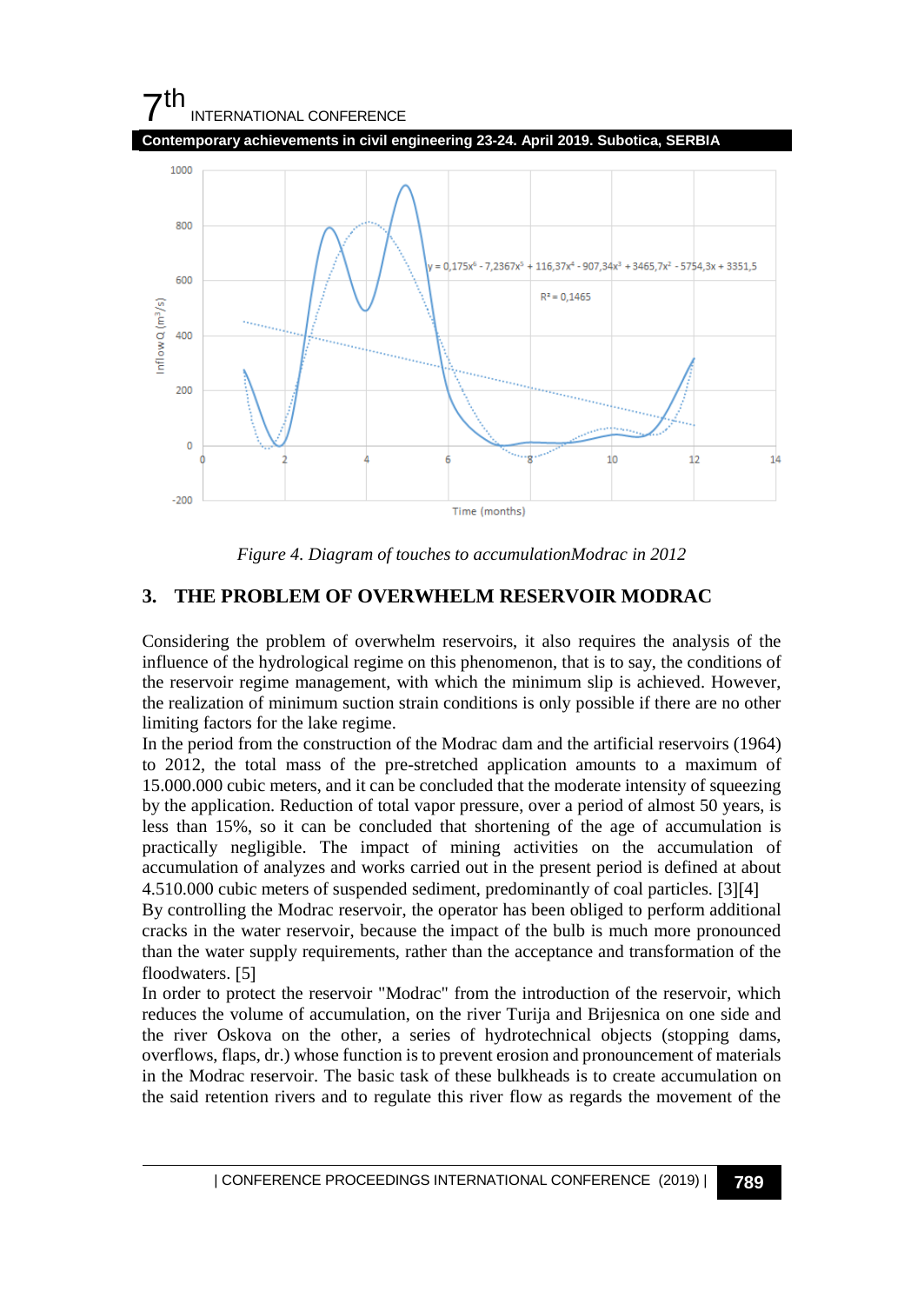Figure 4. Diagram of touches to accumulationModrac in 2012

## 3. THE PROBLEM OF OVERWHELM RESERVOIR MODRAC

Considering the problem of overwhelm reservoirs, it also requires the analysis of the influence of the hydrological regime on this phenomenon, that is to say, the conditions of the reservoir regime management, with which the minimum slip is achieved. However, the realization of minimum suction strain conditions is only possible if there are no other limiting factors for the lake regime.

In the period from the construction of the Modrac dam and the artificial reservoirs (1964) to 2012, the total mass of the pre-stretched application amounts to a maximum of 15.000.000 cubic meters, and it can be concluded that the moderate intensity of squeezing by the application. Reduction of total vapor pressure, over a period of almost 50 years, is less than 15%, so it can be concluded that shortening of the age of accumulation is practically negligible. The impact of mining activities on the accumulation of accumulation of analyzes and works carried out in the present period is defined at about 4.510.000 cubic meters of suspended sediment, predominantly of coal particles. [3][4]

By controlling the Modrac reservoir, the operator has been obliged to perform additional cracks in the water reservoir, because the impact of the bulb is much more pronounced than the water supply requirements, rather than the acceptance and transformation of the floodwaters. [5]

In order to protect the reservoir "Modrac" from the introduction of the reservoir, which reduces the volume of accumulation, on the river Turija and Brijesnica on one side and the river Oskova on the other, a series of hydrotechnical objects (stopping dams, overflows, flaps, dr.) whose function is to prevent erosion and pronouncement of materials in the Modrac reservoir. The basic task of these bulkheads is to create accumulation on the said retention rivers and to regulate this river flow as regards the movement of the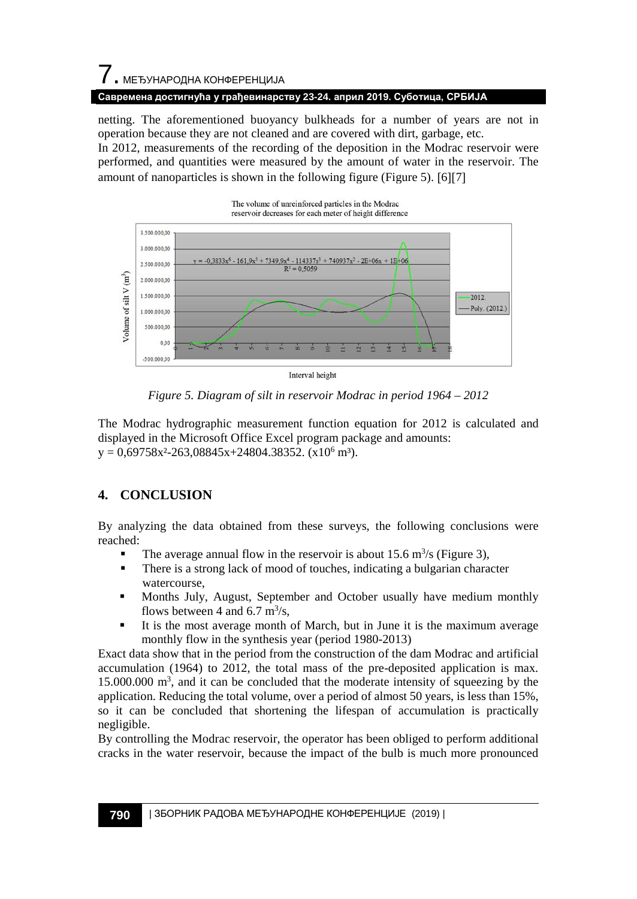netting. The aforementioned buoyancy bulkheads for a number of years are not in operation because they are not cleaned and are covered with dirt, garbage, etc.

In 2012, measurements of the recording of the deposition in the Modrac reservoir were performed, and quantities were measured by the amount of water in the reservoir. The amount of nanoparticles is shown in the following figure (Figure 5). [6][7]

*Figure 5. Diagram of silt in reservoir Modrac in period 1964 – 2012*

The Modrac hydrographic measurement function equation for 2012 is calculated and displayed in the Microsoft Office Excel program package and amounts:
$y = 0{,}69758x^2 - 263{,}08845x + 24804.38352$. ($\times 10^6$ m³).

## 4. CONCLUSION

By analyzing the data obtained from these surveys, the following conclusions were reached:

- The average annual flow in the reservoir is about 15.6 $m^3/s$ (Figure 3),
- There is a strong lack of mood of touches, indicating a bulgarian character watercourse,
- Months July, August, September and October usually have medium monthly flows between 4 and 6.7 $m^3/s$,
- It is the most average month of March, but in June it is the maximum average monthly flow in the synthesis year (period 1980-2013)

Exact data show that in the period from the construction of the dam Modrac and artificial accumulation (1964) to 2012, the total mass of the pre-deposited application is max. 15.000.000 $m^3$, and it can be concluded that the moderate intensity of squeezing by the application. Reducing the total volume, over a period of almost 50 years, is less than 15%, so it can be concluded that shortening the lifespan of accumulation is practically negligible.

By controlling the Modrac reservoir, the operator has been obliged to perform additional cracks in the water reservoir, because the impact of the bulb is much more pronounced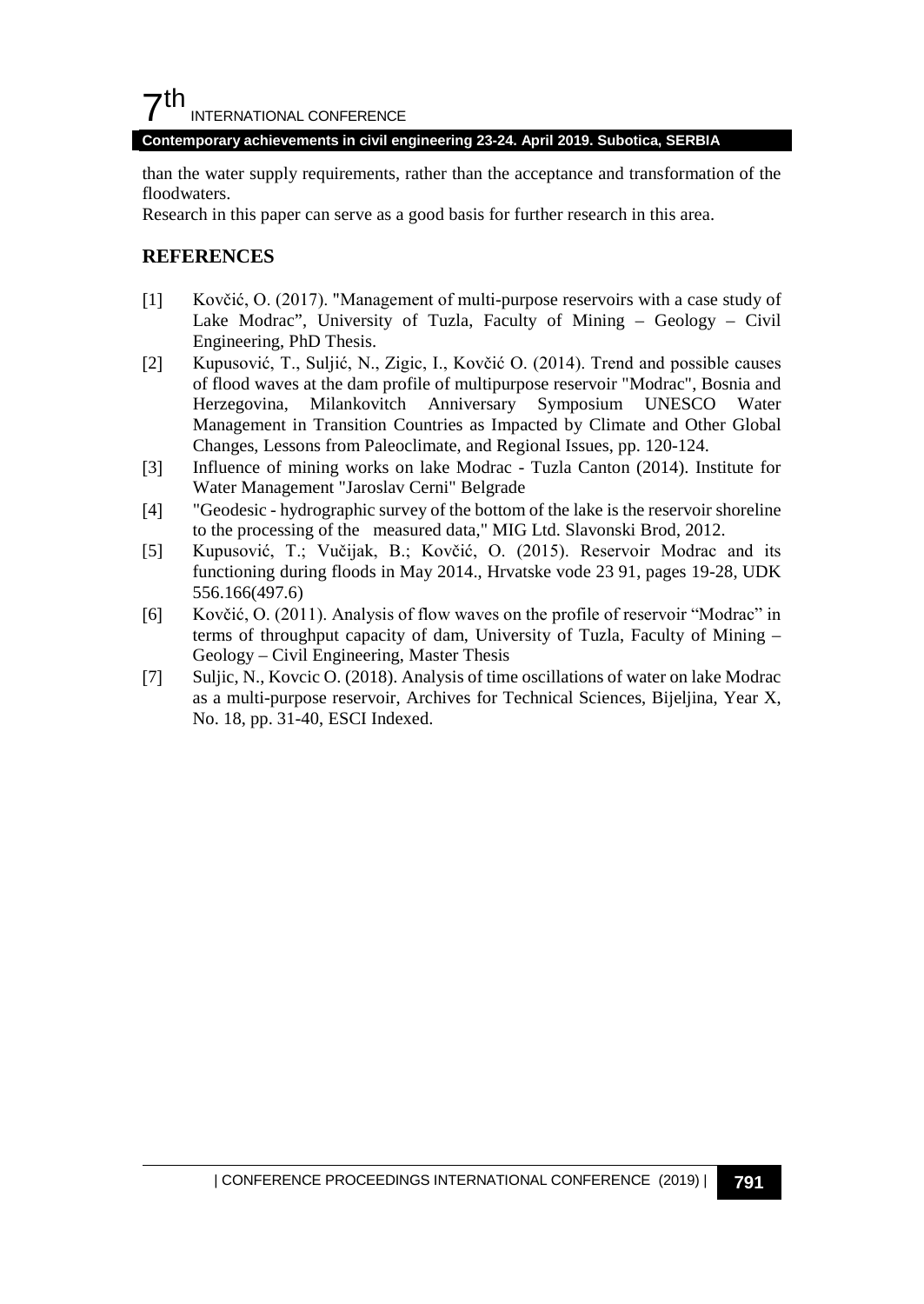than the water supply requirements, rather than the acceptance and transformation of the floodwaters.

Research in this paper can serve as a good basis for further research in this area.

## REFERENCES

[1] Kovčić, O. (2017). "Management of multi-purpose reservoirs with a case study of Lake Modrac", University of Tuzla, Faculty of Mining – Geology – Civil Engineering, PhD Thesis.

[2] Kupusović, T., Suljić, N., Zigic, I., Kovčić O. (2014). Trend and possible causes of flood waves at the dam profile of multipurpose reservoir "Modrac", Bosnia and Herzegovina, Milankovitch Anniversary Symposium UNESCO Water Management in Transition Countries as Impacted by Climate and Other Global Changes, Lessons from Paleoclimate, and Regional Issues, pp. 120-124.

[3] Influence of mining works on lake Modrac - Tuzla Canton (2014). Institute for Water Management "Jaroslav Cerni" Belgrade

[4] "Geodesic - hydrographic survey of the bottom of the lake is the reservoir shoreline to the processing of the measured data," MIG Ltd. Slavonski Brod, 2012.

[5] Kupusović, T.; Vučijak, B.; Kovčić, O. (2015). Reservoir Modrac and its functioning during floods in May 2014., Hrvatske vode 23 91, pages 19-28, UDK 556.166(497.6)

[6] Kovčić, O. (2011). Analysis of flow waves on the profile of reservoir "Modrac" in terms of throughput capacity of dam, University of Tuzla, Faculty of Mining – Geology – Civil Engineering, Master Thesis

[7] Suljic, N., Kovcic O. (2018). Analysis of time oscillations of water on lake Modrac as a multi-purpose reservoir, Archives for Technical Sciences, Bijeljina, Year X, No. 18, pp. 31-40, ESCI Indexed.